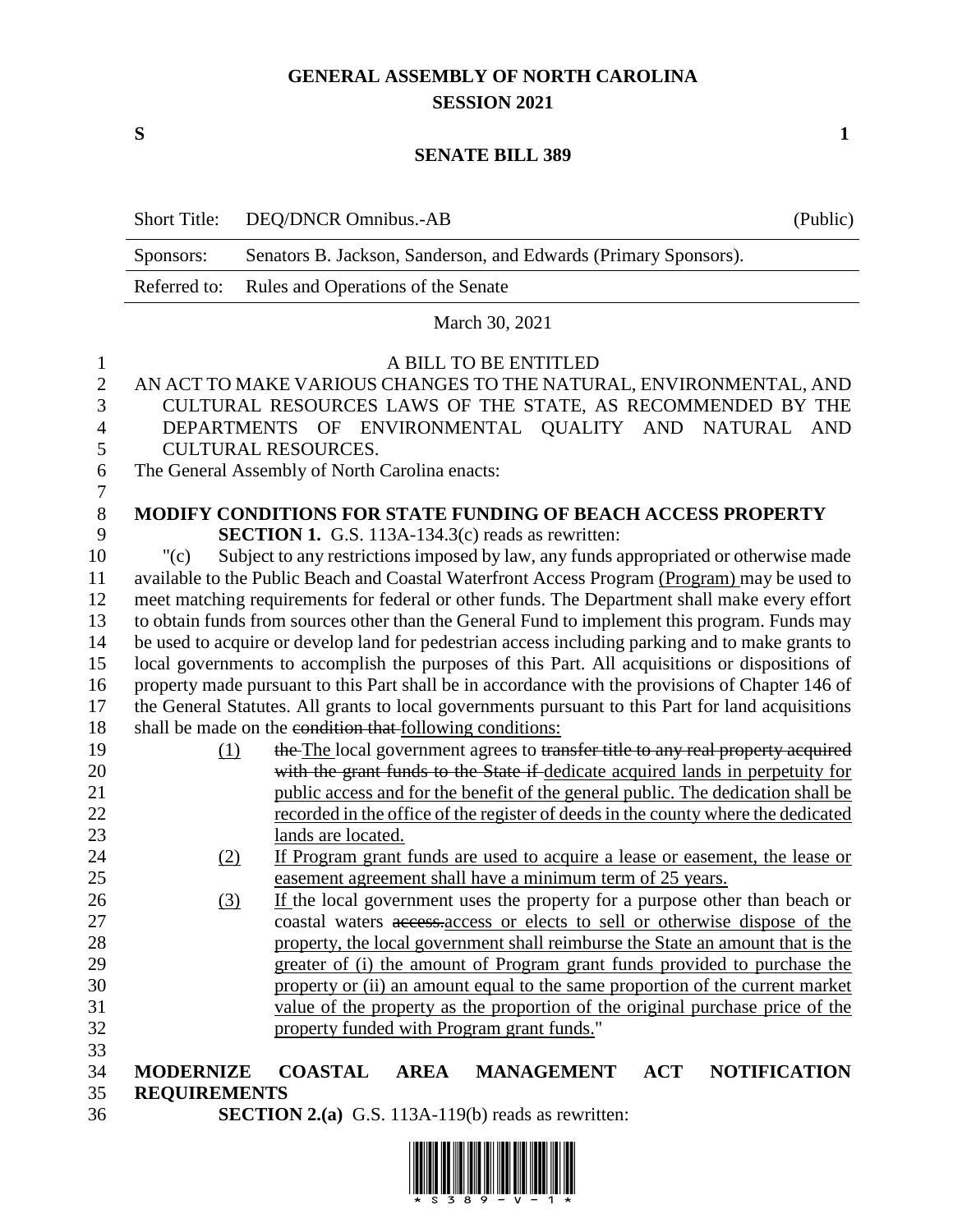# GENERAL ASSEMBLY OF NORTH CAROLINA
## SESSION 2021

**S** **1**

## SENATE BILL 389

| Short Title: | DEQ/DNCR Omnibus.-AB | (Public) |
|---|---|---|
| Sponsors: | Senators B. Jackson, Sanderson, and Edwards (Primary Sponsors). | |
| Referred to: | Rules and Operations of the Senate | |

March 30, 2021

A BILL TO BE ENTITLED

AN ACT TO MAKE VARIOUS CHANGES TO THE NATURAL, ENVIRONMENTAL, AND CULTURAL RESOURCES LAWS OF THE STATE, AS RECOMMENDED BY THE DEPARTMENTS OF ENVIRONMENTAL QUALITY AND NATURAL AND CULTURAL RESOURCES.

The General Assembly of North Carolina enacts:

**MODIFY CONDITIONS FOR STATE FUNDING OF BEACH ACCESS PROPERTY**

**SECTION 1.** G.S. 113A-134.3(c) reads as rewritten:

"(c) Subject to any restrictions imposed by law, any funds appropriated or otherwise made available to the Public Beach and Coastal Waterfront Access Program <u>(Program)</u> may be used to meet matching requirements for federal or other funds. The Department shall make every effort to obtain funds from sources other than the General Fund to implement this program. Funds may be used to acquire or develop land for pedestrian access including parking and to make grants to local governments to accomplish the purposes of this Part. All acquisitions or dispositions of property made pursuant to this Part shall be in accordance with the provisions of Chapter 146 of the General Statutes. All grants to local governments pursuant to this Part for land acquisitions shall be made on the ~~condition that~~ <u>following conditions:</u>

<u>(1)</u> ~~the~~ <u>The</u> local government agrees to ~~transfer title to any real property acquired with the grant funds to the State if~~ <u>dedicate acquired lands in perpetuity for public access and for the benefit of the general public. The dedication shall be recorded in the office of the register of deeds in the county where the dedicated lands are located.</u>

<u>(2)</u> <u>If Program grant funds are used to acquire a lease or easement, the lease or easement agreement shall have a minimum term of 25 years.</u>

<u>(3)</u> <u>If</u> the local government uses the property for a purpose other than beach or coastal waters ~~access.~~<u>access or elects to sell or otherwise dispose of the property, the local government shall reimburse the State an amount that is the greater of (i) the amount of Program grant funds provided to purchase the property or (ii) an amount equal to the same proportion of the current market value of the property as the proportion of the original purchase price of the property funded with Program grant funds.</u>"

**MODERNIZE COASTAL AREA MANAGEMENT ACT NOTIFICATION REQUIREMENTS**

**SECTION 2.(a)** G.S. 113A-119(b) reads as rewritten: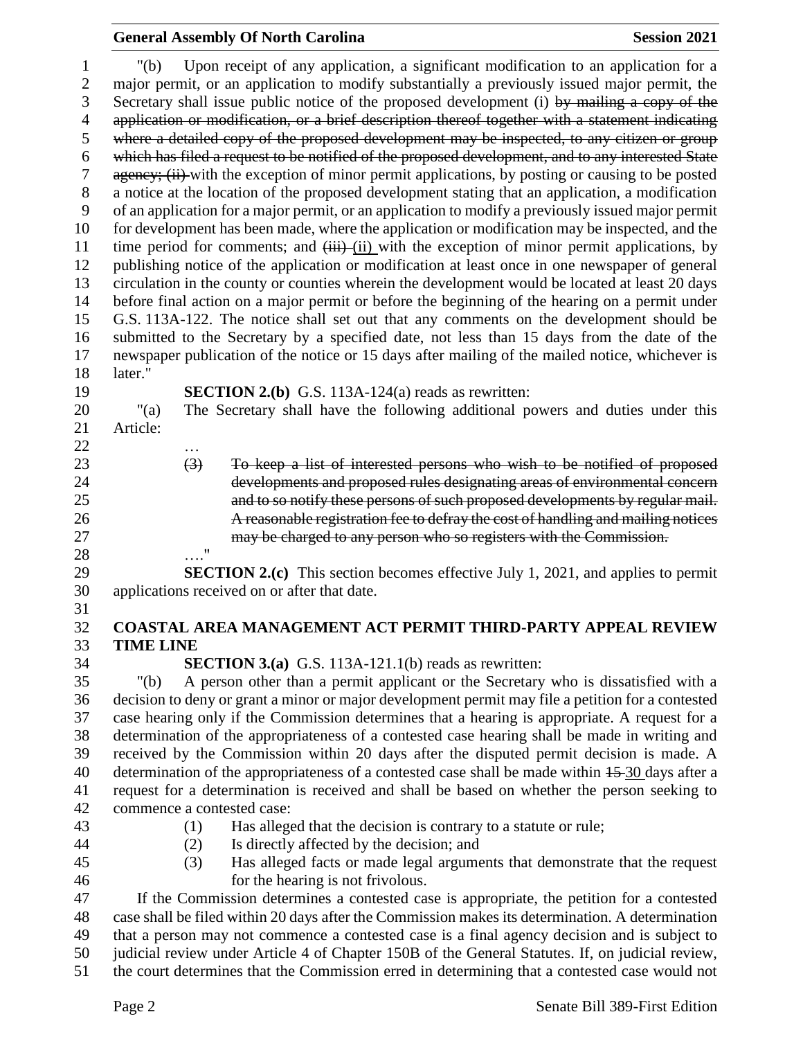"(b) Upon receipt of any application, a significant modification to an application for a major permit, or an application to modify substantially a previously issued major permit, the Secretary shall issue public notice of the proposed development (i) ~~by mailing a copy of the application or modification, or a brief description thereof together with a statement indicating where a detailed copy of the proposed development may be inspected, to any citizen or group which has filed a request to be notified of the proposed development, and to any interested State agency; (ii)~~ with the exception of minor permit applications, by posting or causing to be posted a notice at the location of the proposed development stating that an application, a modification of an application for a major permit, or an application to modify a previously issued major permit for development has been made, where the application or modification may be inspected, and the time period for comments; and ~~(iii)~~ (ii) with the exception of minor permit applications, by publishing notice of the application or modification at least once in one newspaper of general circulation in the county or counties wherein the development would be located at least 20 days before final action on a major permit or before the beginning of the hearing on a permit under G.S. 113A-122. The notice shall set out that any comments on the development should be submitted to the Secretary by a specified date, not less than 15 days from the date of the newspaper publication of the notice or 15 days after mailing of the mailed notice, whichever is later."

**SECTION 2.(b)** G.S. 113A-124(a) reads as rewritten:

"(a) The Secretary shall have the following additional powers and duties under this Article:

…

~~(3) To keep a list of interested persons who wish to be notified of proposed developments and proposed rules designating areas of environmental concern and to so notify these persons of such proposed developments by regular mail. A reasonable registration fee to defray the cost of handling and mailing notices may be charged to any person who so registers with the Commission.~~

…."

**SECTION 2.(c)** This section becomes effective July 1, 2021, and applies to permit applications received on or after that date.

## COASTAL AREA MANAGEMENT ACT PERMIT THIRD-PARTY APPEAL REVIEW TIME LINE

**SECTION 3.(a)** G.S. 113A-121.1(b) reads as rewritten:

"(b) A person other than a permit applicant or the Secretary who is dissatisfied with a decision to deny or grant a minor or major development permit may file a petition for a contested case hearing only if the Commission determines that a hearing is appropriate. A request for a determination of the appropriateness of a contested case hearing shall be made in writing and received by the Commission within 20 days after the disputed permit decision is made. A determination of the appropriateness of a contested case shall be made within ~~15~~ 30 days after a request for a determination is received and shall be based on whether the person seeking to commence a contested case:

(1) Has alleged that the decision is contrary to a statute or rule;

(2) Is directly affected by the decision; and

(3) Has alleged facts or made legal arguments that demonstrate that the request for the hearing is not frivolous.

If the Commission determines a contested case is appropriate, the petition for a contested case shall be filed within 20 days after the Commission makes its determination. A determination that a person may not commence a contested case is a final agency decision and is subject to judicial review under Article 4 of Chapter 150B of the General Statutes. If, on judicial review, the court determines that the Commission erred in determining that a contested case would not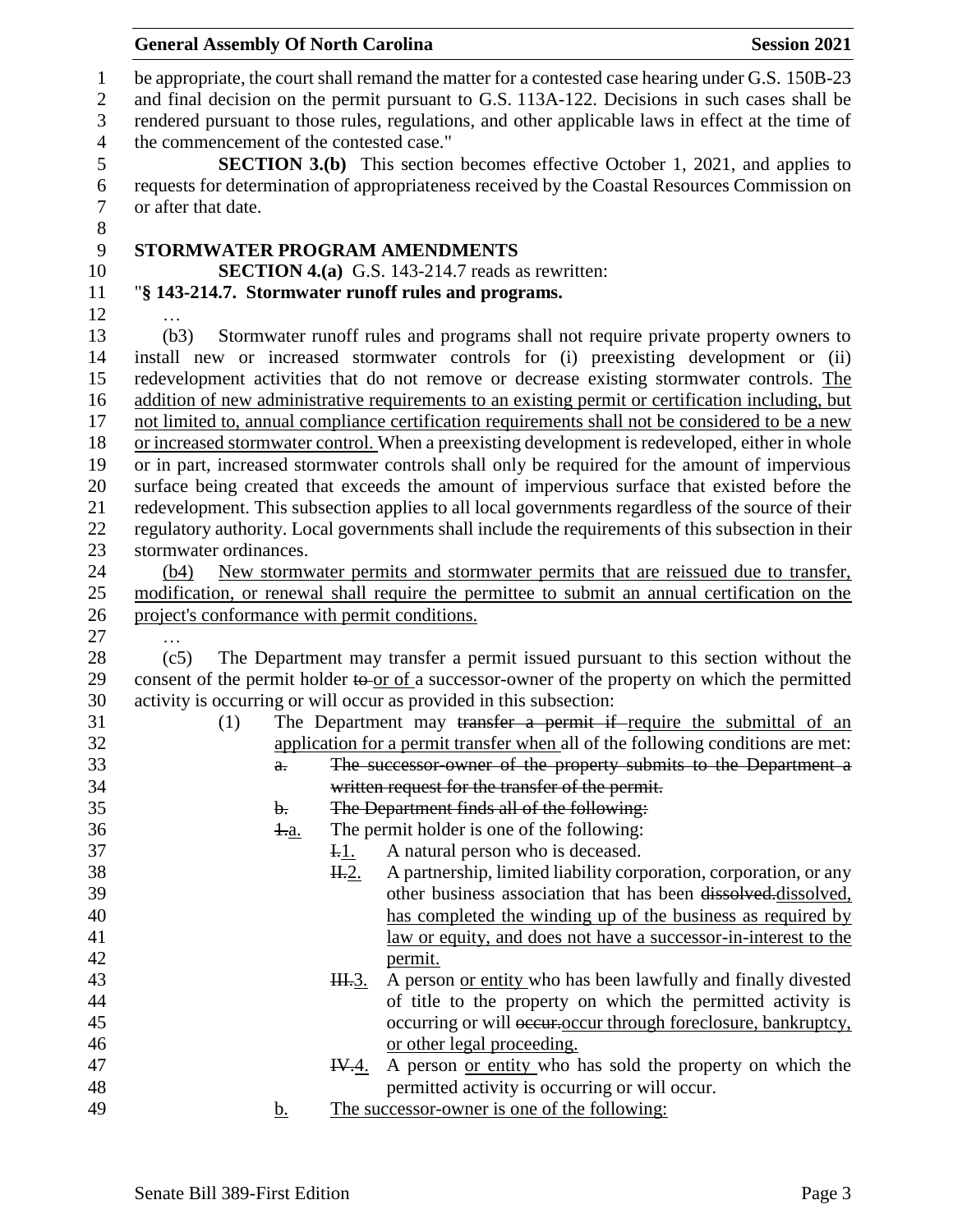be appropriate, the court shall remand the matter for a contested case hearing under G.S. 150B-23 and final decision on the permit pursuant to G.S. 113A-122. Decisions in such cases shall be rendered pursuant to those rules, regulations, and other applicable laws in effect at the time of the commencement of the contested case."

**SECTION 3.(b)** This section becomes effective October 1, 2021, and applies to requests for determination of appropriateness received by the Coastal Resources Commission on or after that date.

**STORMWATER PROGRAM AMENDMENTS**

**SECTION 4.(a)** G.S. 143-214.7 reads as rewritten:

"**§ 143-214.7. Stormwater runoff rules and programs.**

…

(b3) Stormwater runoff rules and programs shall not require private property owners to install new or increased stormwater controls for (i) preexisting development or (ii) redevelopment activities that do not remove or decrease existing stormwater controls. The addition of new administrative requirements to an existing permit or certification including, but not limited to, annual compliance certification requirements shall not be considered to be a new or increased stormwater control. When a preexisting development is redeveloped, either in whole or in part, increased stormwater controls shall only be required for the amount of impervious surface being created that exceeds the amount of impervious surface that existed before the redevelopment. This subsection applies to all local governments regardless of the source of their regulatory authority. Local governments shall include the requirements of this subsection in their stormwater ordinances.

(b4) New stormwater permits and stormwater permits that are reissued due to transfer, modification, or renewal shall require the permittee to submit an annual certification on the project's conformance with permit conditions.

…

(c5) The Department may transfer a permit issued pursuant to this section without the consent of the permit holder ~~to~~ or of a successor-owner of the property on which the permitted activity is occurring or will occur as provided in this subsection:

(1) The Department may ~~transfer a permit if~~ require the submittal of an application for a permit transfer when all of the following conditions are met:

~~a. The successor-owner of the property submits to the Department a written request for the transfer of the permit.~~

~~b. The Department finds all of the following:~~

~~1.~~a. The permit holder is one of the following:

~~I.~~1. A natural person who is deceased.

~~II.~~2. A partnership, limited liability corporation, corporation, or any other business association that has been ~~dissolved.~~dissolved, has completed the winding up of the business as required by law or equity, and does not have a successor-in-interest to the permit.

~~III.~~3. A person or entity who has been lawfully and finally divested of title to the property on which the permitted activity is occurring or will ~~occur.~~occur through foreclosure, bankruptcy, or other legal proceeding.

~~IV.~~4. A person or entity who has sold the property on which the permitted activity is occurring or will occur.

b. The successor-owner is one of the following: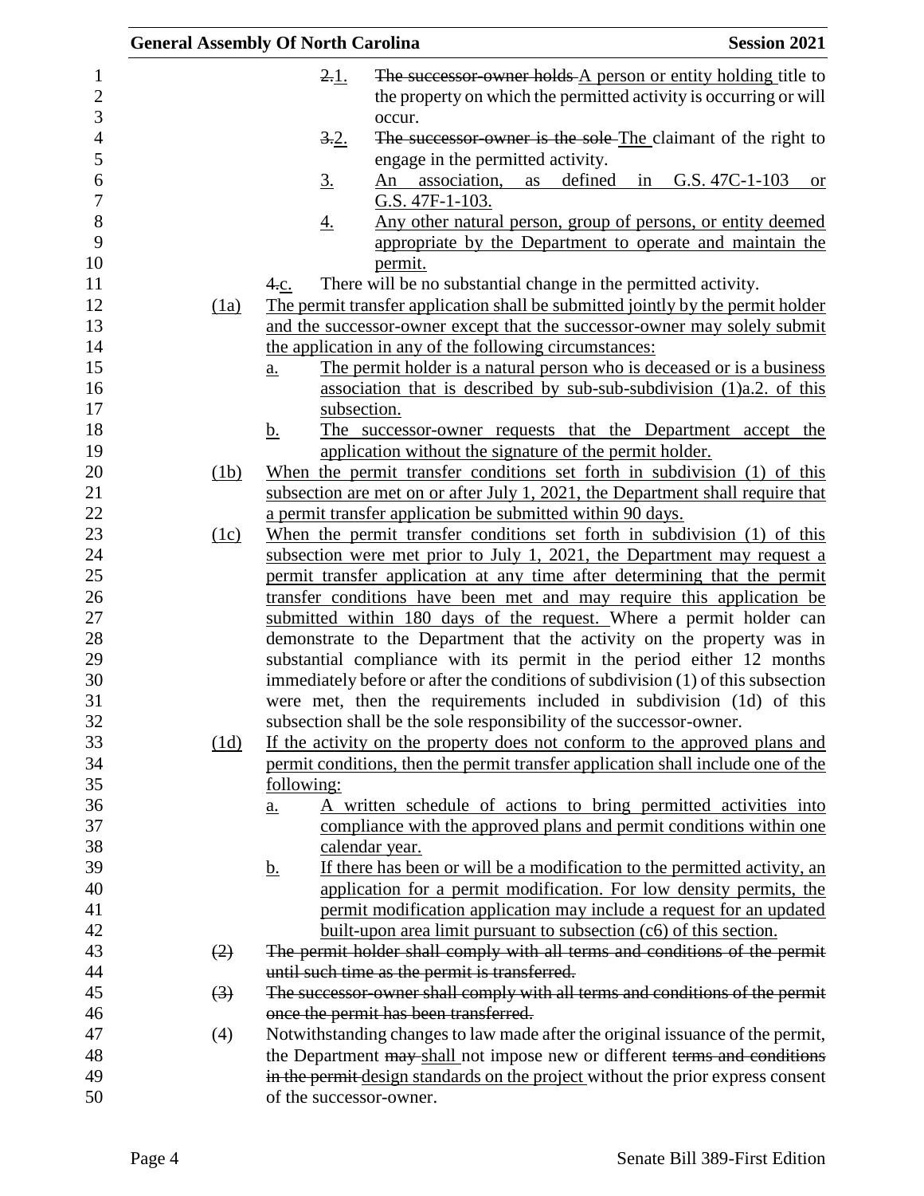2.1. ~~The successor-owner holds~~ A person or entity holding title to the property on which the permitted activity is occurring or will occur.

3.2. ~~The successor-owner is the sole~~ The claimant of the right to engage in the permitted activity.

3. An association, as defined in G.S. 47C-1-103 or G.S. 47F-1-103.

4. Any other natural person, group of persons, or entity deemed appropriate by the Department to operate and maintain the permit.

4.c. There will be no substantial change in the permitted activity.

(1a) The permit transfer application shall be submitted jointly by the permit holder and the successor-owner except that the successor-owner may solely submit the application in any of the following circumstances:

a. The permit holder is a natural person who is deceased or is a business association that is described by sub-sub-subdivision (1)a.2. of this subsection.

b. The successor-owner requests that the Department accept the application without the signature of the permit holder.

(1b) When the permit transfer conditions set forth in subdivision (1) of this subsection are met on or after July 1, 2021, the Department shall require that a permit transfer application be submitted within 90 days.

(1c) When the permit transfer conditions set forth in subdivision (1) of this subsection were met prior to July 1, 2021, the Department may request a permit transfer application at any time after determining that the permit transfer conditions have been met and may require this application be submitted within 180 days of the request. Where a permit holder can demonstrate to the Department that the activity on the property was in substantial compliance with its permit in the period either 12 months immediately before or after the conditions of subdivision (1) of this subsection were met, then the requirements included in subdivision (1d) of this subsection shall be the sole responsibility of the successor-owner.

(1d) If the activity on the property does not conform to the approved plans and permit conditions, then the permit transfer application shall include one of the following:

a. A written schedule of actions to bring permitted activities into compliance with the approved plans and permit conditions within one calendar year.

b. If there has been or will be a modification to the permitted activity, an application for a permit modification. For low density permits, the permit modification application may include a request for an updated built-upon area limit pursuant to subsection (c6) of this section.

~~(2) The permit holder shall comply with all terms and conditions of the permit until such time as the permit is transferred.~~

~~(3) The successor-owner shall comply with all terms and conditions of the permit once the permit has been transferred.~~

(4) Notwithstanding changes to law made after the original issuance of the permit, the Department ~~may~~ shall not impose new or different ~~terms and conditions in the permit~~ design standards on the project without the prior express consent of the successor-owner.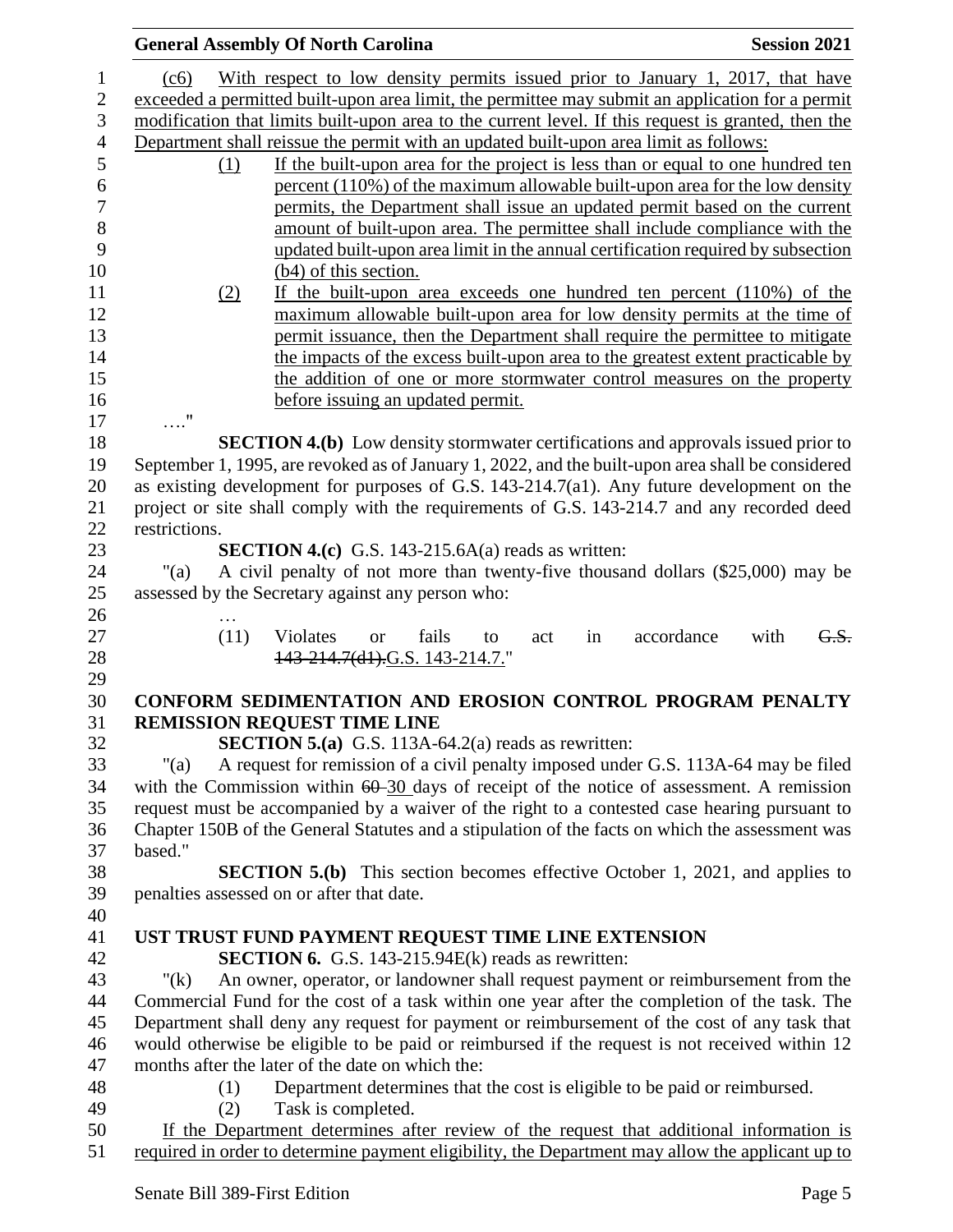(c6) With respect to low density permits issued prior to January 1, 2017, that have exceeded a permitted built-upon area limit, the permittee may submit an application for a permit modification that limits built-upon area to the current level. If this request is granted, then the Department shall reissue the permit with an updated built-upon area limit as follows:

(1) If the built-upon area for the project is less than or equal to one hundred ten percent (110%) of the maximum allowable built-upon area for the low density permits, the Department shall issue an updated permit based on the current amount of built-upon area. The permittee shall include compliance with the updated built-upon area limit in the annual certification required by subsection (b4) of this section.

(2) If the built-upon area exceeds one hundred ten percent (110%) of the maximum allowable built-upon area for low density permits at the time of permit issuance, then the Department shall require the permittee to mitigate the impacts of the excess built-upon area to the greatest extent practicable by the addition of one or more stormwater control measures on the property before issuing an updated permit.

…."

**SECTION 4.(b)** Low density stormwater certifications and approvals issued prior to September 1, 1995, are revoked as of January 1, 2022, and the built-upon area shall be considered as existing development for purposes of G.S. 143-214.7(a1). Any future development on the project or site shall comply with the requirements of G.S. 143-214.7 and any recorded deed restrictions.

**SECTION 4.(c)** G.S. 143-215.6A(a) reads as written:

"(a) A civil penalty of not more than twenty-five thousand dollars ($25,000) may be assessed by the Secretary against any person who:

…

(11) Violates or fails to act in accordance with ~~G.S. 143-214.7(d1).~~G.S. 143-214.7."

**CONFORM SEDIMENTATION AND EROSION CONTROL PROGRAM PENALTY REMISSION REQUEST TIME LINE**

**SECTION 5.(a)** G.S. 113A-64.2(a) reads as rewritten:

"(a) A request for remission of a civil penalty imposed under G.S. 113A-64 may be filed with the Commission within ~~60~~ 30 days of receipt of the notice of assessment. A remission request must be accompanied by a waiver of the right to a contested case hearing pursuant to Chapter 150B of the General Statutes and a stipulation of the facts on which the assessment was based."

**SECTION 5.(b)** This section becomes effective October 1, 2021, and applies to penalties assessed on or after that date.

**UST TRUST FUND PAYMENT REQUEST TIME LINE EXTENSION**

**SECTION 6.** G.S. 143-215.94E(k) reads as rewritten:

"(k) An owner, operator, or landowner shall request payment or reimbursement from the Commercial Fund for the cost of a task within one year after the completion of the task. The Department shall deny any request for payment or reimbursement of the cost of any task that would otherwise be eligible to be paid or reimbursed if the request is not received within 12 months after the later of the date on which the:

(1) Department determines that the cost is eligible to be paid or reimbursed.

(2) Task is completed.

If the Department determines after review of the request that additional information is required in order to determine payment eligibility, the Department may allow the applicant up to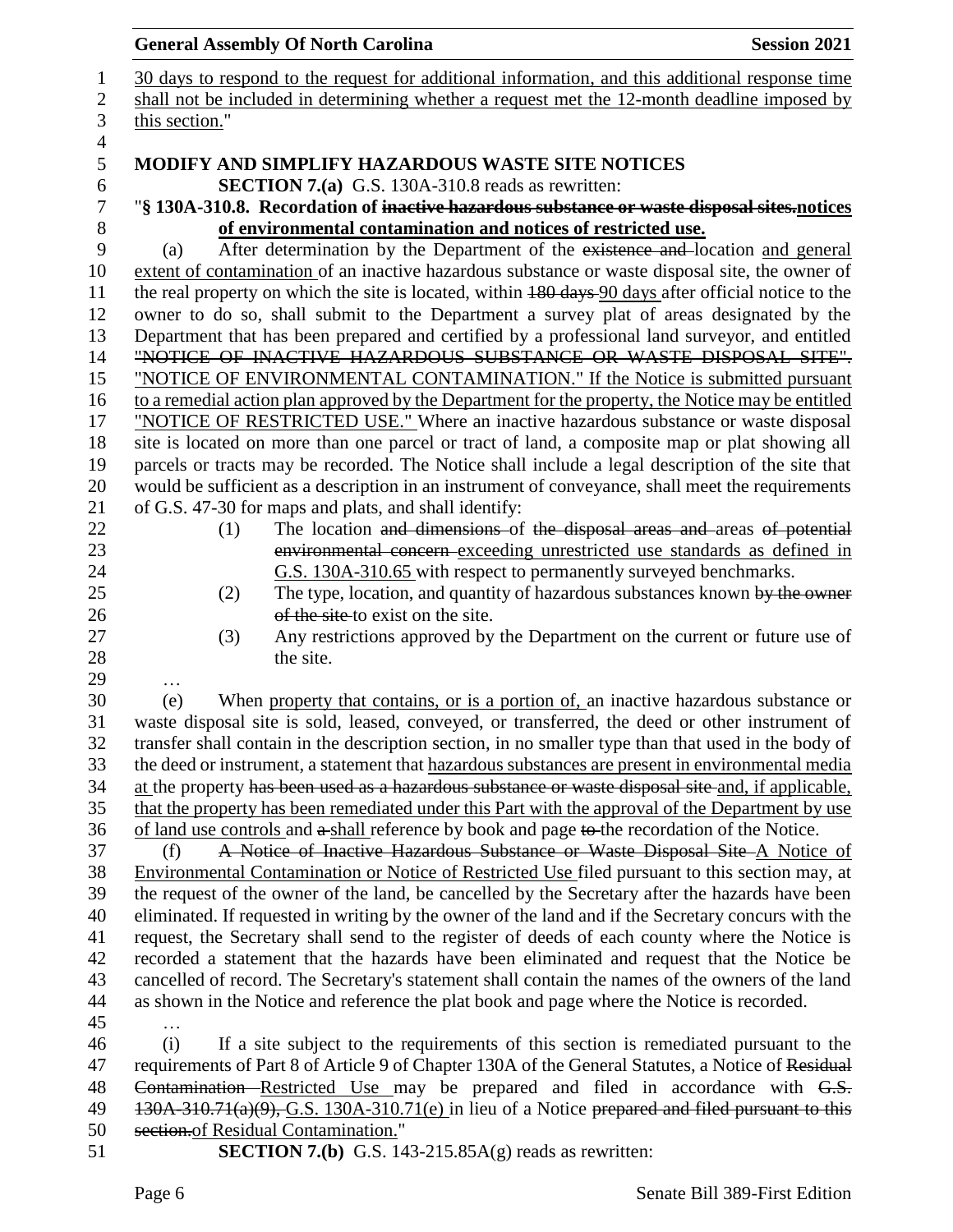30 days to respond to the request for additional information, and this additional response time shall not be included in determining whether a request met the 12-month deadline imposed by this section."

**MODIFY AND SIMPLIFY HAZARDOUS WASTE SITE NOTICES**

**SECTION 7.(a)** G.S. 130A-310.8 reads as rewritten:

"**§ 130A-310.8. Recordation of ~~inactive hazardous substance or waste disposal sites.~~notices of environmental contamination and notices of restricted use.**

(a) After determination by the Department of the ~~existence and~~ location and general extent of contamination of an inactive hazardous substance or waste disposal site, the owner of the real property on which the site is located, within ~~180 days~~ 90 days after official notice to the owner to do so, shall submit to the Department a survey plat of areas designated by the Department that has been prepared and certified by a professional land surveyor, and entitled ~~"NOTICE OF INACTIVE HAZARDOUS SUBSTANCE OR WASTE DISPOSAL SITE".~~ "NOTICE OF ENVIRONMENTAL CONTAMINATION." If the Notice is submitted pursuant to a remedial action plan approved by the Department for the property, the Notice may be entitled "NOTICE OF RESTRICTED USE." Where an inactive hazardous substance or waste disposal site is located on more than one parcel or tract of land, a composite map or plat showing all parcels or tracts may be recorded. The Notice shall include a legal description of the site that would be sufficient as a description in an instrument of conveyance, shall meet the requirements of G.S. 47-30 for maps and plats, and shall identify:

(1) The location ~~and dimensions~~ of ~~the disposal areas and~~ areas ~~of potential environmental concern~~ exceeding unrestricted use standards as defined in G.S. 130A-310.65 with respect to permanently surveyed benchmarks.

(2) The type, location, and quantity of hazardous substances known ~~by the owner of the site~~ to exist on the site.

(3) Any restrictions approved by the Department on the current or future use of the site.

…

(e) When property that contains, or is a portion of, an inactive hazardous substance or waste disposal site is sold, leased, conveyed, or transferred, the deed or other instrument of transfer shall contain in the description section, in no smaller type than that used in the body of the deed or instrument, a statement that hazardous substances are present in environmental media at the property ~~has been used as a hazardous substance or waste disposal site~~ and, if applicable, that the property has been remediated under this Part with the approval of the Department by use of land use controls and ~~a~~ shall reference by book and page ~~to~~ the recordation of the Notice.

(f) ~~A Notice of Inactive Hazardous Substance or Waste Disposal Site~~ A Notice of Environmental Contamination or Notice of Restricted Use filed pursuant to this section may, at the request of the owner of the land, be cancelled by the Secretary after the hazards have been eliminated. If requested in writing by the owner of the land and if the Secretary concurs with the request, the Secretary shall send to the register of deeds of each county where the Notice is recorded a statement that the hazards have been eliminated and request that the Notice be cancelled of record. The Secretary's statement shall contain the names of the owners of the land as shown in the Notice and reference the plat book and page where the Notice is recorded.

…

(i) If a site subject to the requirements of this section is remediated pursuant to the requirements of Part 8 of Article 9 of Chapter 130A of the General Statutes, a Notice of ~~Residual Contamination~~ Restricted Use may be prepared and filed in accordance with ~~G.S. 130A-310.71(a)(9),~~ G.S. 130A-310.71(e) in lieu of a Notice ~~prepared and filed pursuant to this section.~~of Residual Contamination."

**SECTION 7.(b)** G.S. 143-215.85A(g) reads as rewritten: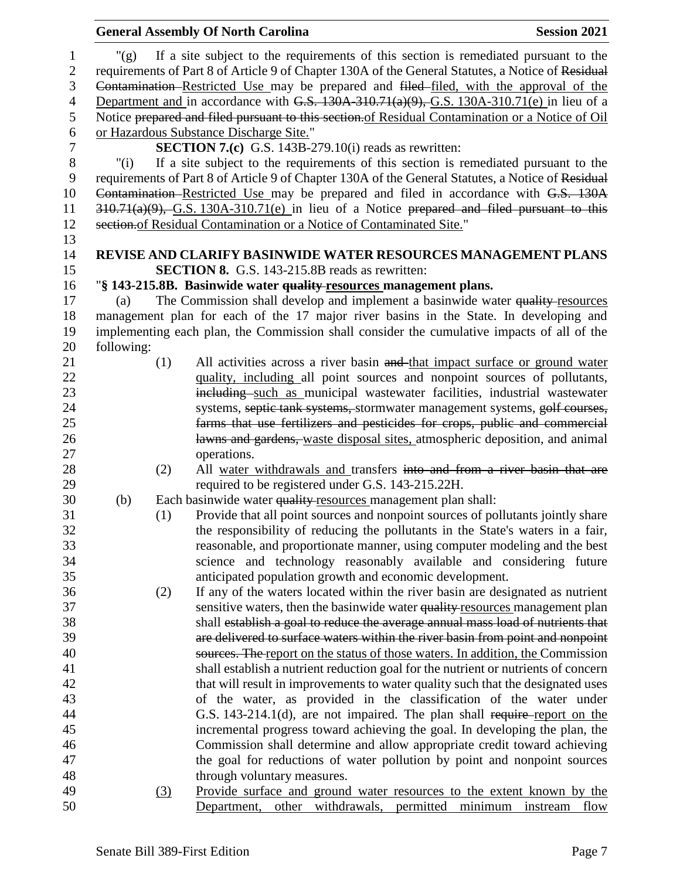"(g) If a site subject to the requirements of this section is remediated pursuant to the requirements of Part 8 of Article 9 of Chapter 130A of the General Statutes, a Notice of ~~Residual Contamination~~ Restricted Use may be prepared and ~~filed~~ filed, with the approval of the Department and in accordance with ~~G.S. 130A-310.71(a)(9),~~ G.S. 130A-310.71(e) in lieu of a Notice ~~prepared and filed pursuant to this section.~~of Residual Contamination or a Notice of Oil or Hazardous Substance Discharge Site."

**SECTION 7.(c)** G.S. 143B-279.10(i) reads as rewritten:

"(i) If a site subject to the requirements of this section is remediated pursuant to the requirements of Part 8 of Article 9 of Chapter 130A of the General Statutes, a Notice of ~~Residual Contamination~~ Restricted Use may be prepared and filed in accordance with ~~G.S. 130A 310.71(a)(9),~~ G.S. 130A-310.71(e) in lieu of a Notice ~~prepared and filed pursuant to this section.~~of Residual Contamination or a Notice of Contaminated Site."

**REVISE AND CLARIFY BASINWIDE WATER RESOURCES MANAGEMENT PLANS**

**SECTION 8.** G.S. 143-215.8B reads as rewritten:

"**§ 143-215.8B. Basinwide water ~~quality~~ resources management plans.**

(a) The Commission shall develop and implement a basinwide water ~~quality~~ resources management plan for each of the 17 major river basins in the State. In developing and implementing each plan, the Commission shall consider the cumulative impacts of all of the following:

(1) All activities across a river basin ~~and~~ that impact surface or ground water quality, including all point sources and nonpoint sources of pollutants, ~~including~~ such as municipal wastewater facilities, industrial wastewater systems, ~~septic tank systems,~~ stormwater management systems, ~~golf courses, farms that use fertilizers and pesticides for crops, public and commercial lawns and gardens,~~ waste disposal sites, atmospheric deposition, and animal operations.

(2) All water withdrawals and transfers ~~into and from a river basin that are~~ required to be registered under G.S. 143-215.22H.

(b) Each basinwide water ~~quality~~ resources management plan shall:

(1) Provide that all point sources and nonpoint sources of pollutants jointly share the responsibility of reducing the pollutants in the State's waters in a fair, reasonable, and proportionate manner, using computer modeling and the best science and technology reasonably available and considering future anticipated population growth and economic development.

(2) If any of the waters located within the river basin are designated as nutrient sensitive waters, then the basinwide water ~~quality~~ resources management plan shall ~~establish a goal to reduce the average annual mass load of nutrients that are delivered to surface waters within the river basin from point and nonpoint sources. The~~ report on the status of those waters. In addition, the Commission shall establish a nutrient reduction goal for the nutrient or nutrients of concern that will result in improvements to water quality such that the designated uses of the water, as provided in the classification of the water under G.S. 143-214.1(d), are not impaired. The plan shall ~~require~~ report on the incremental progress toward achieving the goal. In developing the plan, the Commission shall determine and allow appropriate credit toward achieving the goal for reductions of water pollution by point and nonpoint sources through voluntary measures.

(3) Provide surface and ground water resources to the extent known by the Department, other withdrawals, permitted minimum instream flow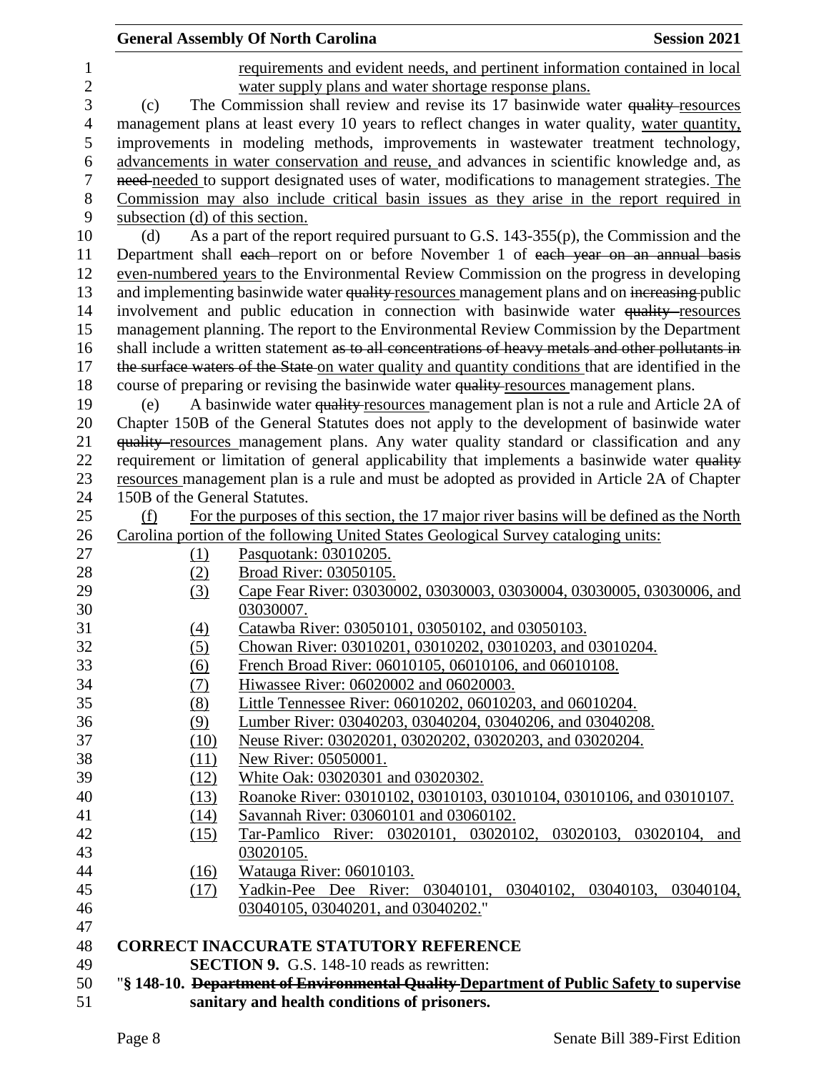requirements and evident needs, and pertinent information contained in local water supply plans and water shortage response plans.

(c) The Commission shall review and revise its 17 basinwide water ~~quality~~ resources management plans at least every 10 years to reflect changes in water quality, water quantity, improvements in modeling methods, improvements in wastewater treatment technology, advancements in water conservation and reuse, and advances in scientific knowledge and, as ~~need~~ needed to support designated uses of water, modifications to management strategies. The Commission may also include critical basin issues as they arise in the report required in subsection (d) of this section.

(d) As a part of the report required pursuant to G.S. 143-355(p), the Commission and the Department shall ~~each~~ report on or before November 1 of ~~each year on an annual basis~~ even-numbered years to the Environmental Review Commission on the progress in developing and implementing basinwide water ~~quality~~ resources management plans and on ~~increasing~~ public involvement and public education in connection with basinwide water ~~quality~~ resources management planning. The report to the Environmental Review Commission by the Department shall include a written statement ~~as to all concentrations of heavy metals and other pollutants in the surface waters of the State~~ on water quality and quantity conditions that are identified in the course of preparing or revising the basinwide water ~~quality~~ resources management plans.

(e) A basinwide water ~~quality~~ resources management plan is not a rule and Article 2A of Chapter 150B of the General Statutes does not apply to the development of basinwide water ~~quality~~ resources management plans. Any water quality standard or classification and any requirement or limitation of general applicability that implements a basinwide water ~~quality~~ resources management plan is a rule and must be adopted as provided in Article 2A of Chapter 150B of the General Statutes.

(f) For the purposes of this section, the 17 major river basins will be defined as the North Carolina portion of the following United States Geological Survey cataloging units:

(1) Pasquotank: 03010205.
(2) Broad River: 03050105.
(3) Cape Fear River: 03030002, 03030003, 03030004, 03030005, 03030006, and 03030007.
(4) Catawba River: 03050101, 03050102, and 03050103.
(5) Chowan River: 03010201, 03010202, 03010203, and 03010204.
(6) French Broad River: 06010105, 06010106, and 06010108.
(7) Hiwassee River: 06020002 and 06020003.
(8) Little Tennessee River: 06010202, 06010203, and 06010204.
(9) Lumber River: 03040203, 03040204, 03040206, and 03040208.
(10) Neuse River: 03020201, 03020202, 03020203, and 03020204.
(11) New River: 05050001.
(12) White Oak: 03020301 and 03020302.
(13) Roanoke River: 03010102, 03010103, 03010104, 03010106, and 03010107.
(14) Savannah River: 03060101 and 03060102.
(15) Tar-Pamlico River: 03020101, 03020102, 03020103, 03020104, and 03020105.
(16) Watauga River: 06010103.
(17) Yadkin-Pee Dee River: 03040101, 03040102, 03040103, 03040104, 03040105, 03040201, and 03040202."

**CORRECT INACCURATE STATUTORY REFERENCE**

**SECTION 9.** G.S. 148-10 reads as rewritten:

"**§ 148-10. ~~Department of Environmental Quality~~ Department of Public Safety to supervise sanitary and health conditions of prisoners.**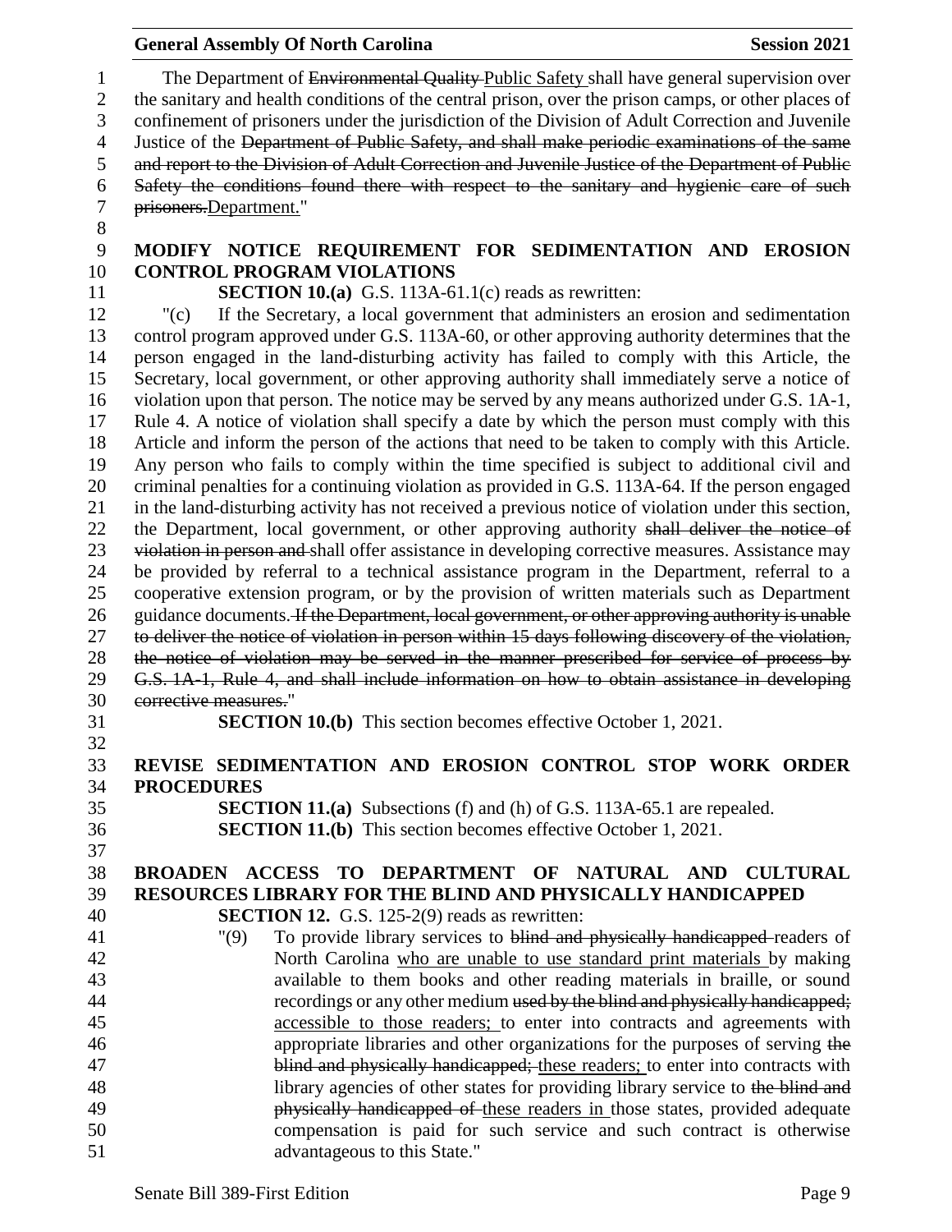The Department of ~~Environmental Quality~~ Public Safety shall have general supervision over the sanitary and health conditions of the central prison, over the prison camps, or other places of confinement of prisoners under the jurisdiction of the Division of Adult Correction and Juvenile Justice of the ~~Department of Public Safety, and shall make periodic examinations of the same and report to the Division of Adult Correction and Juvenile Justice of the Department of Public Safety the conditions found there with respect to the sanitary and hygienic care of such prisoners.~~Department."

**MODIFY NOTICE REQUIREMENT FOR SEDIMENTATION AND EROSION CONTROL PROGRAM VIOLATIONS**

**SECTION 10.(a)** G.S. 113A-61.1(c) reads as rewritten:

"(c) If the Secretary, a local government that administers an erosion and sedimentation control program approved under G.S. 113A-60, or other approving authority determines that the person engaged in the land-disturbing activity has failed to comply with this Article, the Secretary, local government, or other approving authority shall immediately serve a notice of violation upon that person. The notice may be served by any means authorized under G.S. 1A-1, Rule 4. A notice of violation shall specify a date by which the person must comply with this Article and inform the person of the actions that need to be taken to comply with this Article. Any person who fails to comply within the time specified is subject to additional civil and criminal penalties for a continuing violation as provided in G.S. 113A-64. If the person engaged in the land-disturbing activity has not received a previous notice of violation under this section, the Department, local government, or other approving authority ~~shall deliver the notice of violation in person and~~ shall offer assistance in developing corrective measures. Assistance may be provided by referral to a technical assistance program in the Department, referral to a cooperative extension program, or by the provision of written materials such as Department guidance documents. ~~If the Department, local government, or other approving authority is unable to deliver the notice of violation in person within 15 days following discovery of the violation, the notice of violation may be served in the manner prescribed for service of process by G.S. 1A-1, Rule 4, and shall include information on how to obtain assistance in developing corrective measures.~~"

**SECTION 10.(b)** This section becomes effective October 1, 2021.

**REVISE SEDIMENTATION AND EROSION CONTROL STOP WORK ORDER PROCEDURES**

**SECTION 11.(a)** Subsections (f) and (h) of G.S. 113A-65.1 are repealed.

**SECTION 11.(b)** This section becomes effective October 1, 2021.

**BROADEN ACCESS TO DEPARTMENT OF NATURAL AND CULTURAL RESOURCES LIBRARY FOR THE BLIND AND PHYSICALLY HANDICAPPED**

**SECTION 12.** G.S. 125-2(9) reads as rewritten:

"(9) To provide library services to ~~blind and physically handicapped~~ readers of North Carolina who are unable to use standard print materials by making available to them books and other reading materials in braille, or sound recordings or any other medium ~~used by the blind and physically handicapped;~~ accessible to those readers; to enter into contracts and agreements with appropriate libraries and other organizations for the purposes of serving ~~the blind and physically handicapped;~~ these readers; to enter into contracts with library agencies of other states for providing library service to ~~the blind and physically handicapped of~~ these readers in those states, provided adequate compensation is paid for such service and such contract is otherwise advantageous to this State."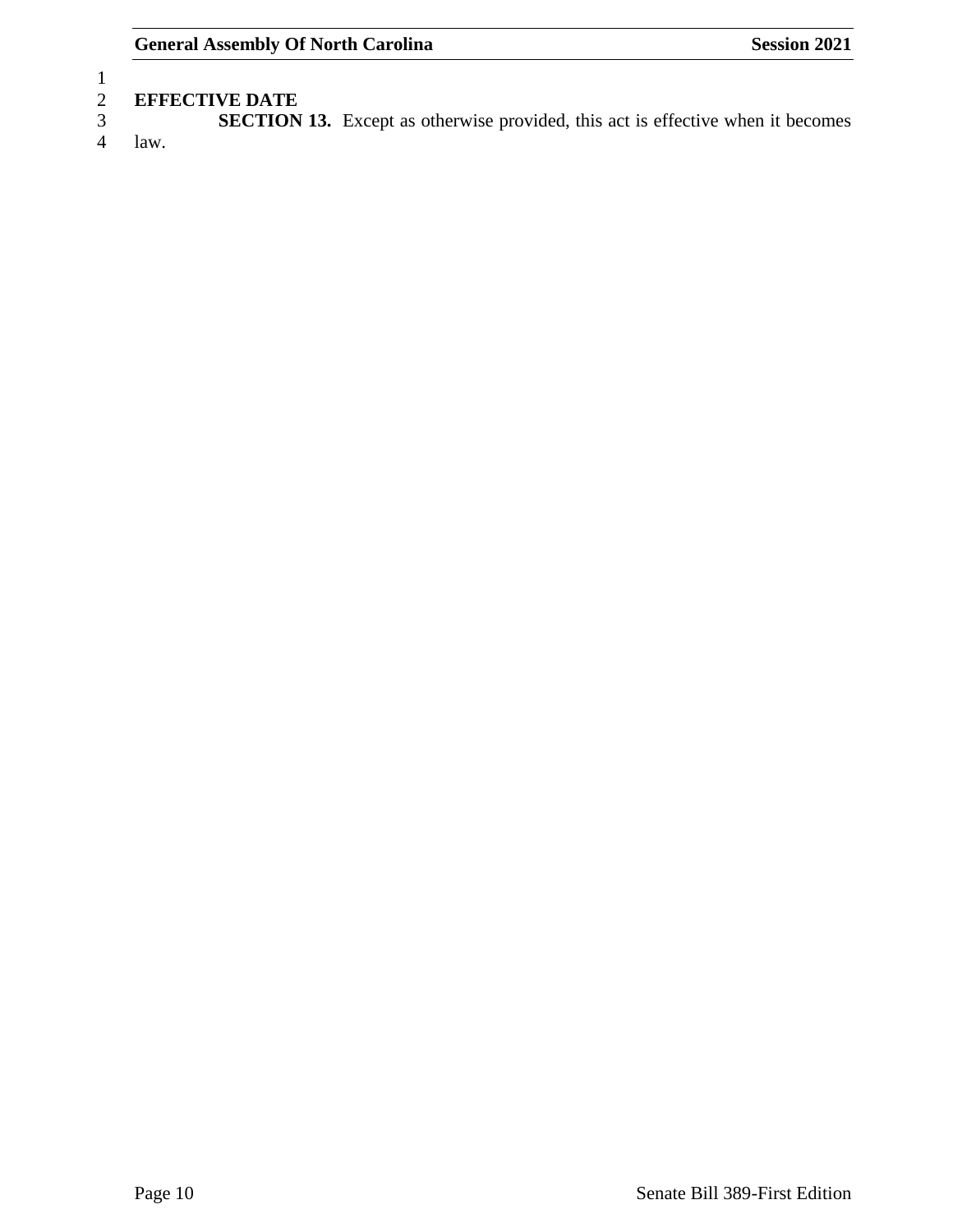**EFFECTIVE DATE**

**SECTION 13.** Except as otherwise provided, this act is effective when it becomes law.